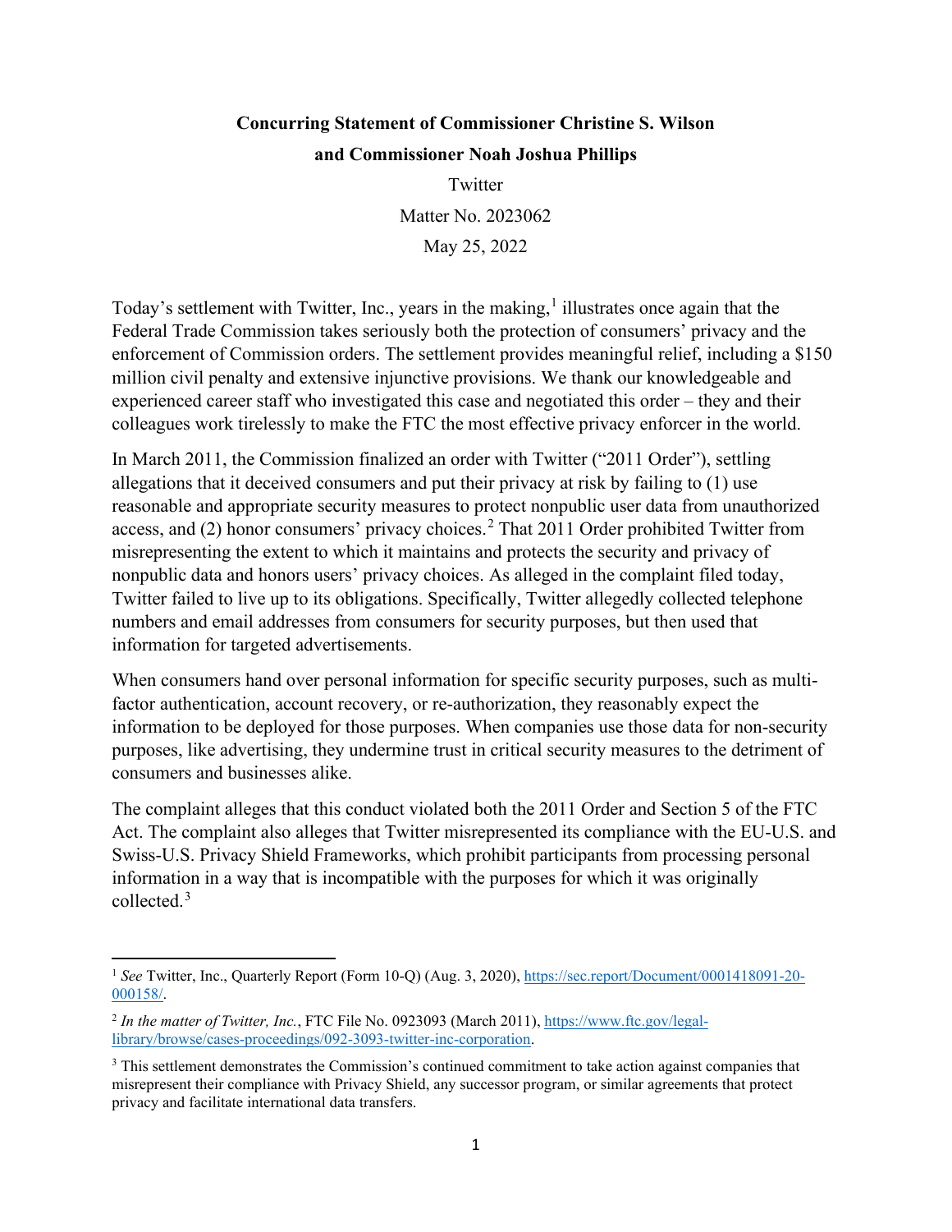**Concurring Statement of Commissioner Christine S. Wilson**

**and Commissioner Noah Joshua Phillips**

Twitter

Matter No. 2023062

May 25, 2022

Today's settlement with Twitter, Inc., years in the making,[1] illustrates once again that the Federal Trade Commission takes seriously both the protection of consumers' privacy and the enforcement of Commission orders. The settlement provides meaningful relief, including a $150 million civil penalty and extensive injunctive provisions. We thank our knowledgeable and experienced career staff who investigated this case and negotiated this order – they and their colleagues work tirelessly to make the FTC the most effective privacy enforcer in the world.

In March 2011, the Commission finalized an order with Twitter ("2011 Order"), settling allegations that it deceived consumers and put their privacy at risk by failing to (1) use reasonable and appropriate security measures to protect nonpublic user data from unauthorized access, and (2) honor consumers' privacy choices.[2] That 2011 Order prohibited Twitter from misrepresenting the extent to which it maintains and protects the security and privacy of nonpublic data and honors users' privacy choices. As alleged in the complaint filed today, Twitter failed to live up to its obligations. Specifically, Twitter allegedly collected telephone numbers and email addresses from consumers for security purposes, but then used that information for targeted advertisements.

When consumers hand over personal information for specific security purposes, such as multi-factor authentication, account recovery, or re-authorization, they reasonably expect the information to be deployed for those purposes. When companies use those data for non-security purposes, like advertising, they undermine trust in critical security measures to the detriment of consumers and businesses alike.

The complaint alleges that this conduct violated both the 2011 Order and Section 5 of the FTC Act. The complaint also alleges that Twitter misrepresented its compliance with the EU-U.S. and Swiss-U.S. Privacy Shield Frameworks, which prohibit participants from processing personal information in a way that is incompatible with the purposes for which it was originally collected.[3]

---

[1] *See* Twitter, Inc., Quarterly Report (Form 10-Q) (Aug. 3, 2020), https://sec.report/Document/0001418091-20-000158/.

[2] *In the matter of Twitter, Inc.*, FTC File No. 0923093 (March 2011), https://www.ftc.gov/legal-library/browse/cases-proceedings/092-3093-twitter-inc-corporation.

[3] This settlement demonstrates the Commission's continued commitment to take action against companies that misrepresent their compliance with Privacy Shield, any successor program, or similar agreements that protect privacy and facilitate international data transfers.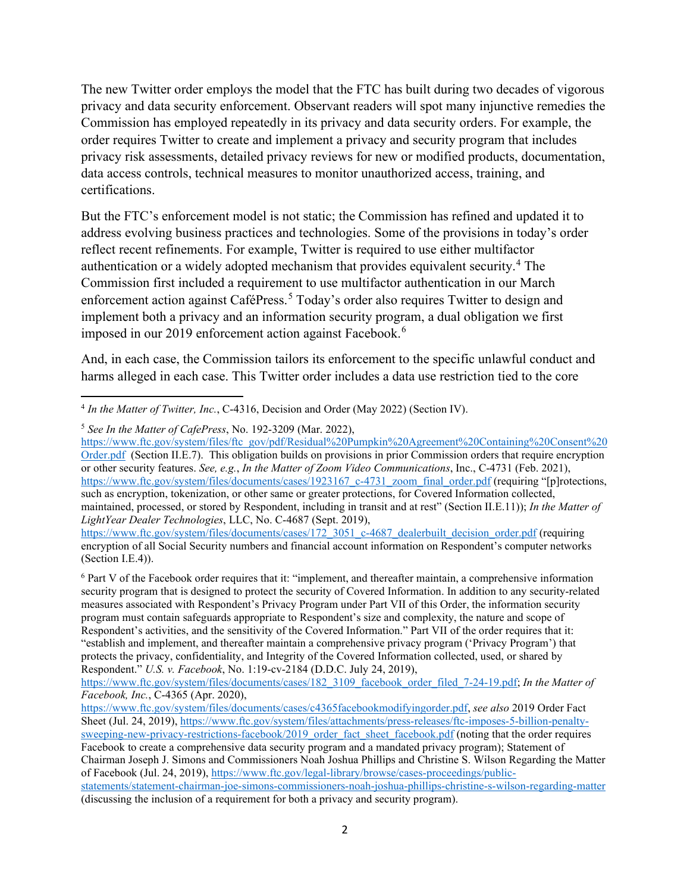The new Twitter order employs the model that the FTC has built during two decades of vigorous privacy and data security enforcement. Observant readers will spot many injunctive remedies the Commission has employed repeatedly in its privacy and data security orders. For example, the order requires Twitter to create and implement a privacy and security program that includes privacy risk assessments, detailed privacy reviews for new or modified products, documentation, data access controls, technical measures to monitor unauthorized access, training, and certifications.

But the FTC's enforcement model is not static; the Commission has refined and updated it to address evolving business practices and technologies. Some of the provisions in today's order reflect recent refinements. For example, Twitter is required to use either multifactor authentication or a widely adopted mechanism that provides equivalent security.[4] The Commission first included a requirement to use multifactor authentication in our March enforcement action against CaféPress.[5] Today's order also requires Twitter to design and implement both a privacy and an information security program, a dual obligation we first imposed in our 2019 enforcement action against Facebook.[6]

And, in each case, the Commission tailors its enforcement to the specific unlawful conduct and harms alleged in each case. This Twitter order includes a data use restriction tied to the core

---

[4] *In the Matter of Twitter, Inc.*, C-4316, Decision and Order (May 2022) (Section IV).

[5] *See In the Matter of CafePress*, No. 192-3209 (Mar. 2022), https://www.ftc.gov/system/files/ftc_gov/pdf/Residual%20Pumpkin%20Agreement%20Containing%20Consent%20Order.pdf (Section II.E.7). This obligation builds on provisions in prior Commission orders that require encryption or other security features. *See, e.g.*, *In the Matter of Zoom Video Communications*, Inc., C-4731 (Feb. 2021), https://www.ftc.gov/system/files/documents/cases/1923167_c-4731_zoom_final_order.pdf (requiring "[p]rotections, such as encryption, tokenization, or other same or greater protections, for Covered Information collected, maintained, processed, or stored by Respondent, including in transit and at rest" (Section II.E.11)); *In the Matter of LightYear Dealer Technologies*, LLC, No. C-4687 (Sept. 2019), https://www.ftc.gov/system/files/documents/cases/172_3051_c-4687_dealerbuilt_decision_order.pdf (requiring encryption of all Social Security numbers and financial account information on Respondent's computer networks (Section I.E.4)).

[6] Part V of the Facebook order requires that it: "implement, and thereafter maintain, a comprehensive information security program that is designed to protect the security of Covered Information. In addition to any security-related measures associated with Respondent's Privacy Program under Part VII of this Order, the information security program must contain safeguards appropriate to Respondent's size and complexity, the nature and scope of Respondent's activities, and the sensitivity of the Covered Information." Part VII of the order requires that it: "establish and implement, and thereafter maintain a comprehensive privacy program ('Privacy Program') that protects the privacy, confidentiality, and Integrity of the Covered Information collected, used, or shared by Respondent." *U.S. v. Facebook*, No. 1:19-cv-2184 (D.D.C. July 24, 2019), https://www.ftc.gov/system/files/documents/cases/182_3109_facebook_order_filed_7-24-19.pdf; *In the Matter of Facebook, Inc.*, C-4365 (Apr. 2020), https://www.ftc.gov/system/files/documents/cases/c4365facebookmodifyingorder.pdf, *see also* 2019 Order Fact Sheet (Jul. 24, 2019), https://www.ftc.gov/system/files/attachments/press-releases/ftc-imposes-5-billion-penalty-sweeping-new-privacy-restrictions-facebook/2019_order_fact_sheet_facebook.pdf (noting that the order requires Facebook to create a comprehensive data security program and a mandated privacy program); Statement of Chairman Joseph J. Simons and Commissioners Noah Joshua Phillips and Christine S. Wilson Regarding the Matter of Facebook (Jul. 24, 2019), https://www.ftc.gov/legal-library/browse/cases-proceedings/public-statements/statement-chairman-joe-simons-commissioners-noah-joshua-phillips-christine-s-wilson-regarding-matter (discussing the inclusion of a requirement for both a privacy and security program).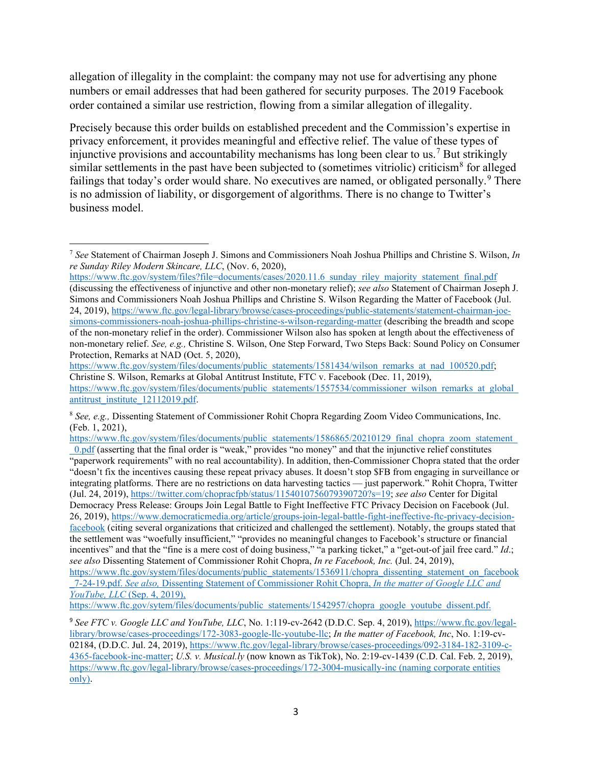allegation of illegality in the complaint: the company may not use for advertising any phone numbers or email addresses that had been gathered for security purposes. The 2019 Facebook order contained a similar use restriction, flowing from a similar allegation of illegality.

Precisely because this order builds on established precedent and the Commission's expertise in privacy enforcement, it provides meaningful and effective relief. The value of these types of injunctive provisions and accountability mechanisms has long been clear to us.[7] But strikingly similar settlements in the past have been subjected to (sometimes vitriolic) criticism[8] for alleged failings that today's order would share. No executives are named, or obligated personally.[9] There is no admission of liability, or disgorgement of algorithms. There is no change to Twitter's business model.

---

[7] *See* Statement of Chairman Joseph J. Simons and Commissioners Noah Joshua Phillips and Christine S. Wilson, *In re Sunday Riley Modern Skincare, LLC*, (Nov. 6, 2020), https://www.ftc.gov/system/files?file=documents/cases/2020.11.6_sunday_riley_majority_statement_final.pdf (discussing the effectiveness of injunctive and other non-monetary relief); *see also* Statement of Chairman Joseph J. Simons and Commissioners Noah Joshua Phillips and Christine S. Wilson Regarding the Matter of Facebook (Jul. 24, 2019), https://www.ftc.gov/legal-library/browse/cases-proceedings/public-statements/statement-chairman-joe-simons-commissioners-noah-joshua-phillips-christine-s-wilson-regarding-matter (describing the breadth and scope of the non-monetary relief in the order). Commissioner Wilson also has spoken at length about the effectiveness of non-monetary relief. *See, e.g.,* Christine S. Wilson, One Step Forward, Two Steps Back: Sound Policy on Consumer Protection, Remarks at NAD (Oct. 5, 2020), https://www.ftc.gov/system/files/documents/public_statements/1581434/wilson_remarks_at_nad_100520.pdf; Christine S. Wilson, Remarks at Global Antitrust Institute, FTC v. Facebook (Dec. 11, 2019), https://www.ftc.gov/system/files/documents/public_statements/1557534/commissioner_wilson_remarks_at_global_antitrust_institute_12112019.pdf.

[8] *See, e.g.,* Dissenting Statement of Commissioner Rohit Chopra Regarding Zoom Video Communications, Inc. (Feb. 1, 2021), https://www.ftc.gov/system/files/documents/public_statements/1586865/20210129_final_chopra_zoom_statement_0.pdf (asserting that the final order is "weak," provides "no money" and that the injunctive relief constitutes "paperwork requirements" with no real accountability). In addition, then-Commissioner Chopra stated that the order "doesn't fix the incentives causing these repeat privacy abuses. It doesn't stop $FB from engaging in surveillance or integrating platforms. There are no restrictions on data harvesting tactics — just paperwork." Rohit Chopra, Twitter (Jul. 24, 2019), https://twitter.com/chopracfpb/status/1154010756079390720?s=19; *see also* Center for Digital Democracy Press Release: Groups Join Legal Battle to Fight Ineffective FTC Privacy Decision on Facebook (Jul. 26, 2019), https://www.democraticmedia.org/article/groups-join-legal-battle-fight-ineffective-ftc-privacy-decision-facebook (citing several organizations that criticized and challenged the settlement). Notably, the groups stated that the settlement was "woefully insufficient," "provides no meaningful changes to Facebook's structure or financial incentives" and that the "fine is a mere cost of doing business," "a parking ticket," a "get-out-of jail free card." *Id.*; *see also* Dissenting Statement of Commissioner Rohit Chopra, *In re Facebook, Inc.* (Jul. 24, 2019), https://www.ftc.gov/system/files/documents/public_statements/1536911/chopra_dissenting_statement_on_facebook_7-24-19.pdf. *See also,* Dissenting Statement of Commissioner Rohit Chopra, *In the matter of Google LLC and YouTube, LLC* (Sep. 4, 2019), https://www.ftc.gov/sytem/files/documents/public_statements/1542957/chopra_google_youtube_dissent.pdf.

[9] *See FTC v. Google LLC and YouTube, LLC*, No. 1:119-cv-2642 (D.D.C. Sep. 4, 2019), https://www.ftc.gov/legal-library/browse/cases-proceedings/172-3083-google-llc-youtube-llc; *In the matter of Facebook, Inc*, No. 1:19-cv-02184, (D.D.C. Jul. 24, 2019), https://www.ftc.gov/legal-library/browse/cases-proceedings/092-3184-182-3109-c-4365-facebook-inc-matter; *U.S. v. Musical.ly* (now known as TikTok), No. 2:19-cv-1439 (C.D. Cal. Feb. 2, 2019), https://www.ftc.gov/legal-library/browse/cases-proceedings/172-3004-musically-inc (naming corporate entities only).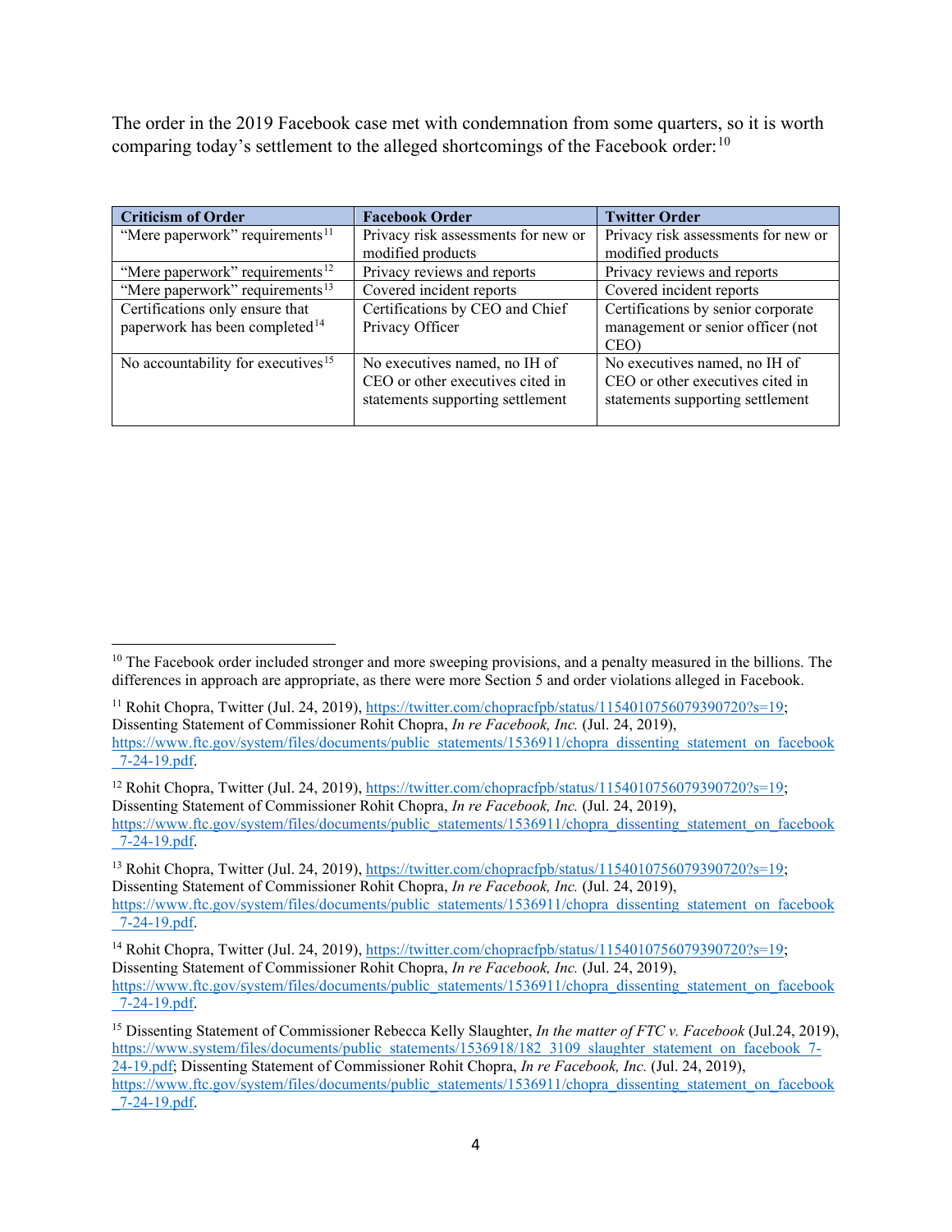The order in the 2019 Facebook case met with condemnation from some quarters, so it is worth comparing today's settlement to the alleged shortcomings of the Facebook order:[10]

| Criticism of Order | Facebook Order | Twitter Order |
|---|---|---|
| "Mere paperwork" requirements[11] | Privacy risk assessments for new or modified products | Privacy risk assessments for new or modified products |
| "Mere paperwork" requirements[12] | Privacy reviews and reports | Privacy reviews and reports |
| "Mere paperwork" requirements[13] | Covered incident reports | Covered incident reports |
| Certifications only ensure that paperwork has been completed[14] | Certifications by CEO and Chief Privacy Officer | Certifications by senior corporate management or senior officer (not CEO) |
| No accountability for executives[15] | No executives named, no IH of CEO or other executives cited in statements supporting settlement | No executives named, no IH of CEO or other executives cited in statements supporting settlement |

---

[10] The Facebook order included stronger and more sweeping provisions, and a penalty measured in the billions. The differences in approach are appropriate, as there were more Section 5 and order violations alleged in Facebook.

[11] Rohit Chopra, Twitter (Jul. 24, 2019), https://twitter.com/chopracfpb/status/1154010756079390720?s=19; Dissenting Statement of Commissioner Rohit Chopra, *In re Facebook, Inc.* (Jul. 24, 2019), https://www.ftc.gov/system/files/documents/public_statements/1536911/chopra_dissenting_statement_on_facebook_7-24-19.pdf.

[12] Rohit Chopra, Twitter (Jul. 24, 2019), https://twitter.com/chopracfpb/status/1154010756079390720?s=19; Dissenting Statement of Commissioner Rohit Chopra, *In re Facebook, Inc.* (Jul. 24, 2019), https://www.ftc.gov/system/files/documents/public_statements/1536911/chopra_dissenting_statement_on_facebook_7-24-19.pdf.

[13] Rohit Chopra, Twitter (Jul. 24, 2019), https://twitter.com/chopracfpb/status/1154010756079390720?s=19; Dissenting Statement of Commissioner Rohit Chopra, *In re Facebook, Inc.* (Jul. 24, 2019), https://www.ftc.gov/system/files/documents/public_statements/1536911/chopra_dissenting_statement_on_facebook_7-24-19.pdf.

[14] Rohit Chopra, Twitter (Jul. 24, 2019), https://twitter.com/chopracfpb/status/1154010756079390720?s=19; Dissenting Statement of Commissioner Rohit Chopra, *In re Facebook, Inc.* (Jul. 24, 2019), https://www.ftc.gov/system/files/documents/public_statements/1536911/chopra_dissenting_statement_on_facebook_7-24-19.pdf.

[15] Dissenting Statement of Commissioner Rebecca Kelly Slaughter, *In the matter of FTC v. Facebook* (Jul.24, 2019), https://www.system/files/documents/public_statements/1536918/182_3109_slaughter_statement_on_facebook_7-24-19.pdf; Dissenting Statement of Commissioner Rohit Chopra, *In re Facebook, Inc.* (Jul. 24, 2019), https://www.ftc.gov/system/files/documents/public_statements/1536911/chopra_dissenting_statement_on_facebook_7-24-19.pdf.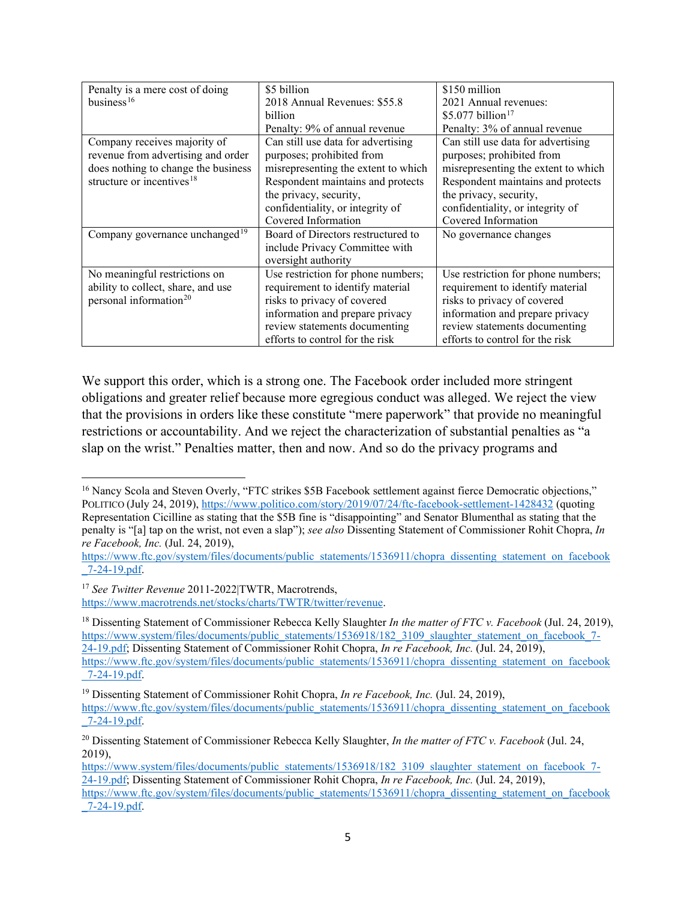| Penalty is a mere cost of doing business[16] | $5 billion<br>2018 Annual Revenues: $55.8 billion<br>Penalty: 9% of annual revenue | $150 million<br>2021 Annual revenues: $5.077 billion[17]<br>Penalty: 3% of annual revenue |
|---|---|---|
| Company receives majority of revenue from advertising and order does nothing to change the business structure or incentives[18] | Can still use data for advertising purposes; prohibited from misrepresenting the extent to which Respondent maintains and protects the privacy, security, confidentiality, or integrity of Covered Information | Can still use data for advertising purposes; prohibited from misrepresenting the extent to which Respondent maintains and protects the privacy, security, confidentiality, or integrity of Covered Information |
| Company governance unchanged[19] | Board of Directors restructured to include Privacy Committee with oversight authority | No governance changes |
| No meaningful restrictions on ability to collect, share, and use personal information[20] | Use restriction for phone numbers; requirement to identify material risks to privacy of covered information and prepare privacy review statements documenting efforts to control for the risk | Use restriction for phone numbers; requirement to identify material risks to privacy of covered information and prepare privacy review statements documenting efforts to control for the risk |

We support this order, which is a strong one. The Facebook order included more stringent obligations and greater relief because more egregious conduct was alleged. We reject the view that the provisions in orders like these constitute "mere paperwork" that provide no meaningful restrictions or accountability. And we reject the characterization of substantial penalties as "a slap on the wrist." Penalties matter, then and now. And so do the privacy programs and

---

[16] Nancy Scola and Steven Overly, "FTC strikes $5B Facebook settlement against fierce Democratic objections," POLITICO (July 24, 2019), https://www.politico.com/story/2019/07/24/ftc-facebook-settlement-1428432 (quoting Representation Cicilline as stating that the $5B fine is "disappointing" and Senator Blumenthal as stating that the penalty is "[a] tap on the wrist, not even a slap"); *see also* Dissenting Statement of Commissioner Rohit Chopra, *In re Facebook, Inc.* (Jul. 24, 2019), https://www.ftc.gov/system/files/documents/public_statements/1536911/chopra_dissenting_statement_on_facebook_7-24-19.pdf.

[17] *See Twitter Revenue* 2011-2022|TWTR, Macrotrends, https://www.macrotrends.net/stocks/charts/TWTR/twitter/revenue.

[18] Dissenting Statement of Commissioner Rebecca Kelly Slaughter *In the matter of FTC v. Facebook* (Jul. 24, 2019), https://www.system/files/documents/public_statements/1536918/182_3109_slaughter_statement_on_facebook_7-24-19.pdf; Dissenting Statement of Commissioner Rohit Chopra, *In re Facebook, Inc.* (Jul. 24, 2019), https://www.ftc.gov/system/files/documents/public_statements/1536911/chopra_dissenting_statement_on_facebook_7-24-19.pdf.

[19] Dissenting Statement of Commissioner Rohit Chopra, *In re Facebook, Inc.* (Jul. 24, 2019), https://www.ftc.gov/system/files/documents/public_statements/1536911/chopra_dissenting_statement_on_facebook_7-24-19.pdf.

[20] Dissenting Statement of Commissioner Rebecca Kelly Slaughter, *In the matter of FTC v. Facebook* (Jul. 24, 2019), https://www.system/files/documents/public_statements/1536918/182_3109_slaughter_statement_on_facebook_7-24-19.pdf; Dissenting Statement of Commissioner Rohit Chopra, *In re Facebook, Inc.* (Jul. 24, 2019), https://www.ftc.gov/system/files/documents/public_statements/1536911/chopra_dissenting_statement_on_facebook_7-24-19.pdf.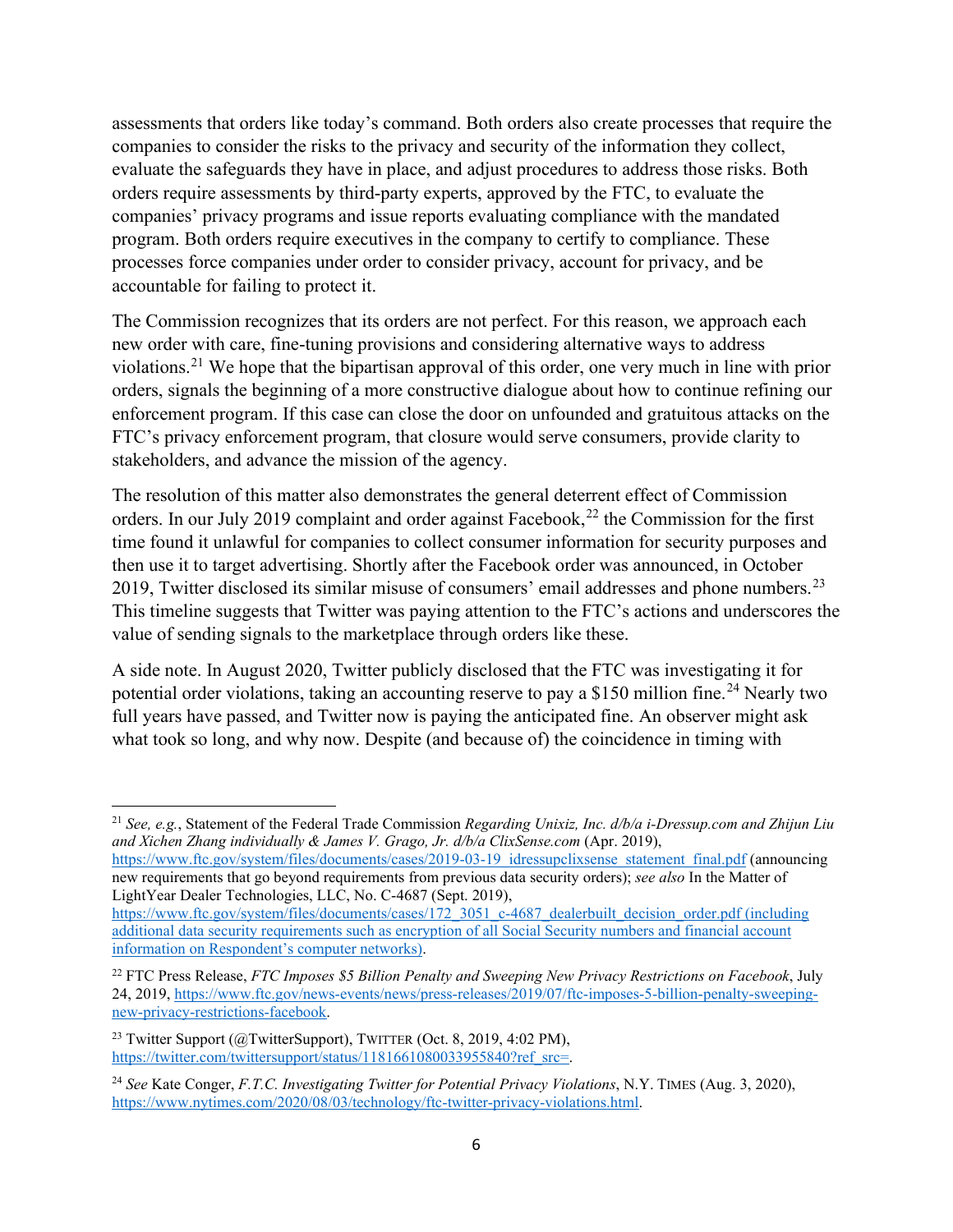assessments that orders like today's command. Both orders also create processes that require the companies to consider the risks to the privacy and security of the information they collect, evaluate the safeguards they have in place, and adjust procedures to address those risks. Both orders require assessments by third-party experts, approved by the FTC, to evaluate the companies' privacy programs and issue reports evaluating compliance with the mandated program. Both orders require executives in the company to certify to compliance. These processes force companies under order to consider privacy, account for privacy, and be accountable for failing to protect it.

The Commission recognizes that its orders are not perfect. For this reason, we approach each new order with care, fine-tuning provisions and considering alternative ways to address violations.[21] We hope that the bipartisan approval of this order, one very much in line with prior orders, signals the beginning of a more constructive dialogue about how to continue refining our enforcement program. If this case can close the door on unfounded and gratuitous attacks on the FTC's privacy enforcement program, that closure would serve consumers, provide clarity to stakeholders, and advance the mission of the agency.

The resolution of this matter also demonstrates the general deterrent effect of Commission orders. In our July 2019 complaint and order against Facebook,[22] the Commission for the first time found it unlawful for companies to collect consumer information for security purposes and then use it to target advertising. Shortly after the Facebook order was announced, in October 2019, Twitter disclosed its similar misuse of consumers' email addresses and phone numbers.[23] This timeline suggests that Twitter was paying attention to the FTC's actions and underscores the value of sending signals to the marketplace through orders like these.

A side note. In August 2020, Twitter publicly disclosed that the FTC was investigating it for potential order violations, taking an accounting reserve to pay a $150 million fine.[24] Nearly two full years have passed, and Twitter now is paying the anticipated fine. An observer might ask what took so long, and why now. Despite (and because of) the coincidence in timing with

---

[21] *See, e.g.*, Statement of the Federal Trade Commission *Regarding Unixiz, Inc. d/b/a i-Dressup.com and Zhijun Liu and Xichen Zhang individually & James V. Grago, Jr. d/b/a ClixSense.com* (Apr. 2019), https://www.ftc.gov/system/files/documents/cases/2019-03-19_idressupclixsense_statement_final.pdf (announcing new requirements that go beyond requirements from previous data security orders); *see also* In the Matter of LightYear Dealer Technologies, LLC, No. C-4687 (Sept. 2019), https://www.ftc.gov/system/files/documents/cases/172_3051_c-4687_dealerbuilt_decision_order.pdf (including additional data security requirements such as encryption of all Social Security numbers and financial account information on Respondent's computer networks).

[22] FTC Press Release, *FTC Imposes $5 Billion Penalty and Sweeping New Privacy Restrictions on Facebook*, July 24, 2019, https://www.ftc.gov/news-events/news/press-releases/2019/07/ftc-imposes-5-billion-penalty-sweeping-new-privacy-restrictions-facebook.

[23] Twitter Support (@TwitterSupport), TWITTER (Oct. 8, 2019, 4:02 PM), https://twitter.com/twittersupport/status/1181661080033955840?ref_src=.

[24] *See* Kate Conger, *F.T.C. Investigating Twitter for Potential Privacy Violations*, N.Y. TIMES (Aug. 3, 2020), https://www.nytimes.com/2020/08/03/technology/ftc-twitter-privacy-violations.html.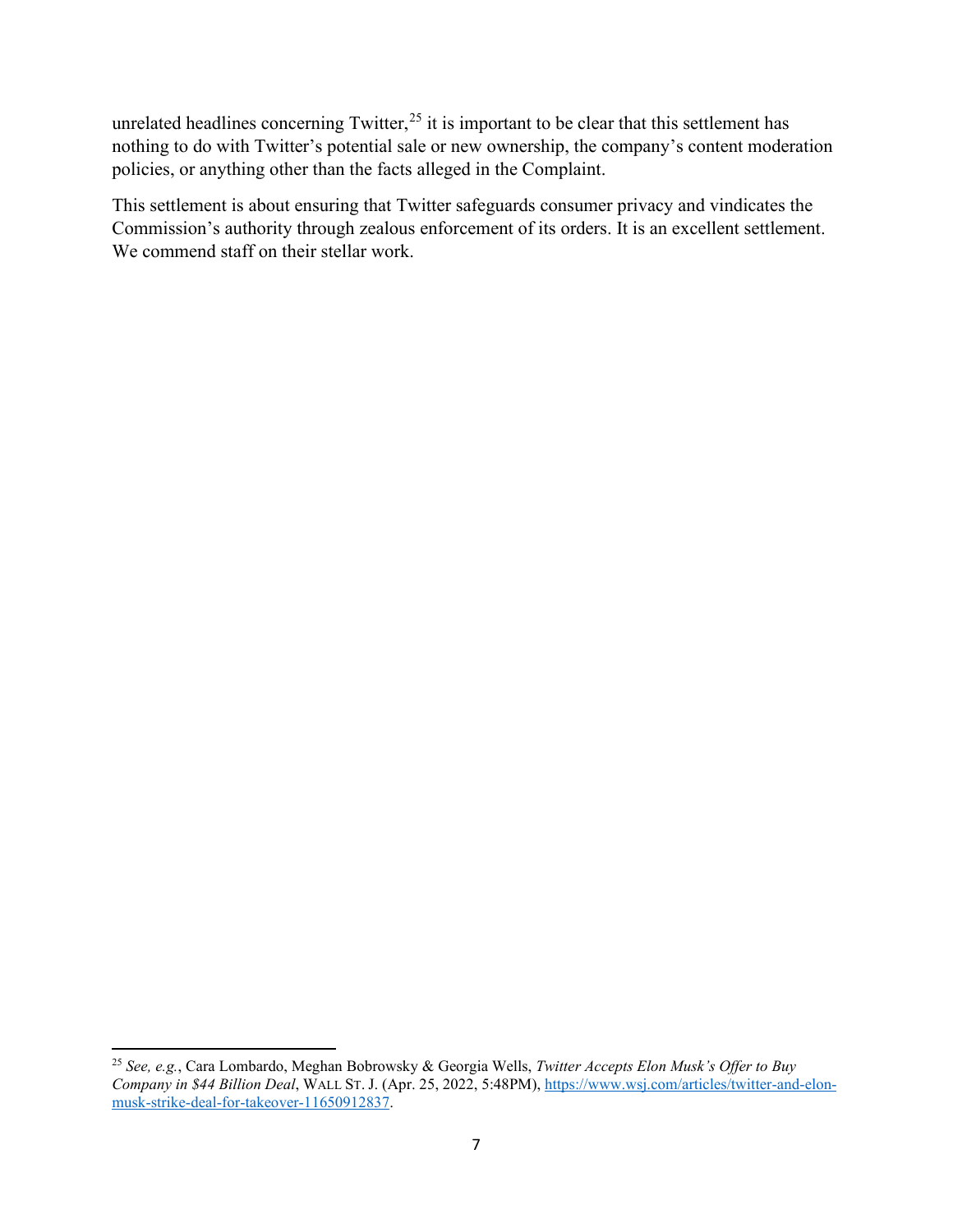unrelated headlines concerning Twitter,[25] it is important to be clear that this settlement has nothing to do with Twitter's potential sale or new ownership, the company's content moderation policies, or anything other than the facts alleged in the Complaint.

This settlement is about ensuring that Twitter safeguards consumer privacy and vindicates the Commission's authority through zealous enforcement of its orders. It is an excellent settlement. We commend staff on their stellar work.

---

[25] *See, e.g.*, Cara Lombardo, Meghan Bobrowsky & Georgia Wells, *Twitter Accepts Elon Musk's Offer to Buy Company in $44 Billion Deal*, WALL ST. J. (Apr. 25, 2022, 5:48PM), https://www.wsj.com/articles/twitter-and-elon-musk-strike-deal-for-takeover-11650912837.